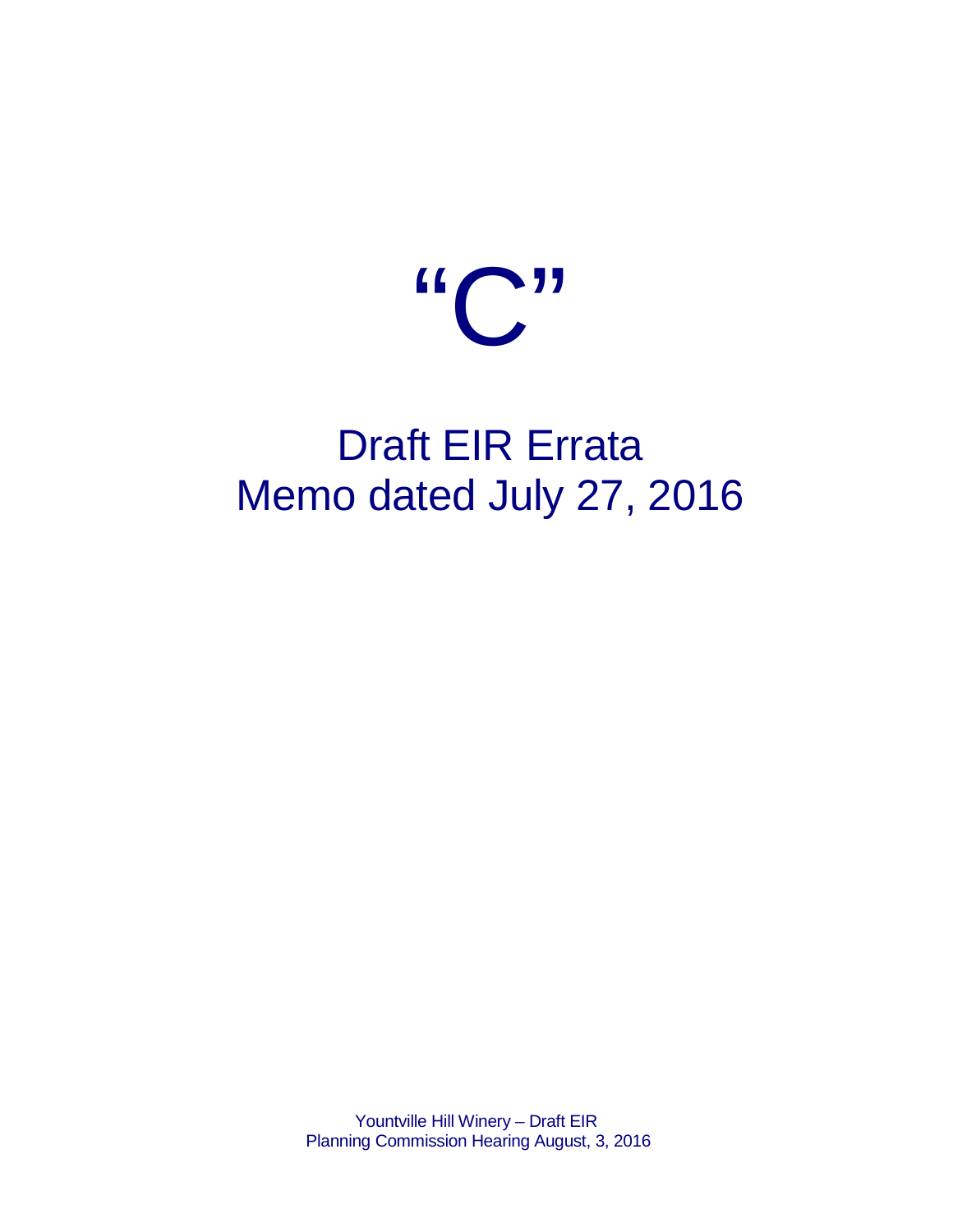# "C"

## Draft EIR Errata
## Memo dated July 27, 2016

Yountville Hill Winery – Draft EIR
Planning Commission Hearing August, 3, 2016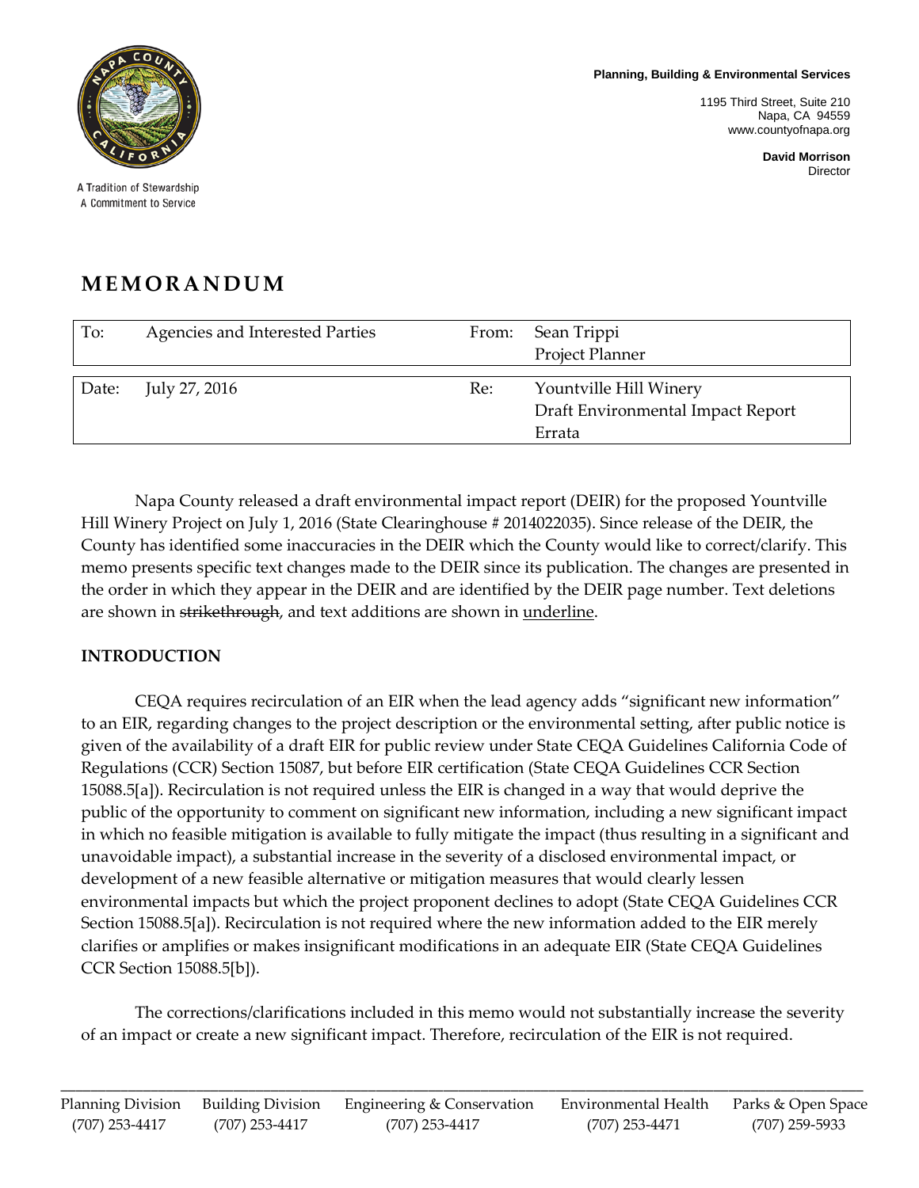Planning, Building & Environmental Services

1195 Third Street, Suite 210
Napa, CA 94559
www.countyofnapa.org

**David Morrison**
Director

A Tradition of Stewardship
A Commitment to Service

# MEMORANDUM

| To: | Agencies and Interested Parties | From: | Sean Trippi<br>Project Planner |
|---|---|---|---|
| Date: | July 27, 2016 | Re: | Yountville Hill Winery<br>Draft Environmental Impact Report<br>Errata |

Napa County released a draft environmental impact report (DEIR) for the proposed Yountville Hill Winery Project on July 1, 2016 (State Clearinghouse # 2014022035). Since release of the DEIR, the County has identified some inaccuracies in the DEIR which the County would like to correct/clarify. This memo presents specific text changes made to the DEIR since its publication. The changes are presented in the order in which they appear in the DEIR and are identified by the DEIR page number. Text deletions are shown in ~~strikethrough~~, and text additions are shown in <u>underline</u>.

## INTRODUCTION

CEQA requires recirculation of an EIR when the lead agency adds "significant new information" to an EIR, regarding changes to the project description or the environmental setting, after public notice is given of the availability of a draft EIR for public review under State CEQA Guidelines California Code of Regulations (CCR) Section 15087, but before EIR certification (State CEQA Guidelines CCR Section 15088.5[a]). Recirculation is not required unless the EIR is changed in a way that would deprive the public of the opportunity to comment on significant new information, including a new significant impact in which no feasible mitigation is available to fully mitigate the impact (thus resulting in a significant and unavoidable impact), a substantial increase in the severity of a disclosed environmental impact, or development of a new feasible alternative or mitigation measures that would clearly lessen environmental impacts but which the project proponent declines to adopt (State CEQA Guidelines CCR Section 15088.5[a]). Recirculation is not required where the new information added to the EIR merely clarifies or amplifies or makes insignificant modifications in an adequate EIR (State CEQA Guidelines CCR Section 15088.5[b]).

The corrections/clarifications included in this memo would not substantially increase the severity of an impact or create a new significant impact. Therefore, recirculation of the EIR is not required.

| Planning Division | Building Division | Engineering & Conservation | Environmental Health | Parks & Open Space |
|---|---|---|---|---|
| (707) 253-4417 | (707) 253-4417 | (707) 253-4417 | (707) 253-4471 | (707) 259-5933 |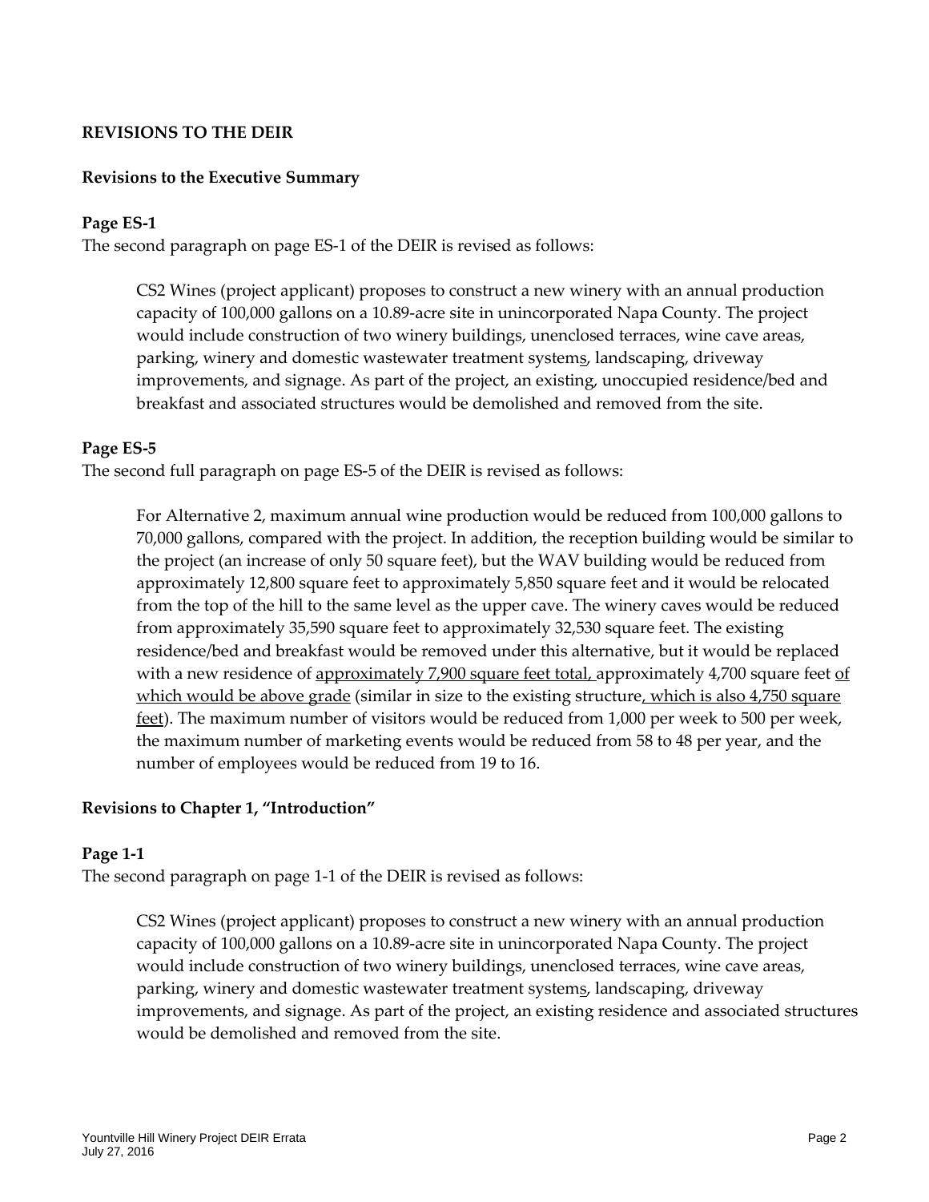**REVISIONS TO THE DEIR**

**Revisions to the Executive Summary**

**Page ES-1**

The second paragraph on page ES-1 of the DEIR is revised as follows:

> CS2 Wines (project applicant) proposes to construct a new winery with an annual production capacity of 100,000 gallons on a 10.89-acre site in unincorporated Napa County. The project would include construction of two winery buildings, unenclosed terraces, wine cave areas, parking, winery and domestic wastewater treatment systems, landscaping, driveway improvements, and signage. As part of the project, an existing, unoccupied residence/bed and breakfast and associated structures would be demolished and removed from the site.

**Page ES-5**

The second full paragraph on page ES-5 of the DEIR is revised as follows:

> For Alternative 2, maximum annual wine production would be reduced from 100,000 gallons to 70,000 gallons, compared with the project. In addition, the reception building would be similar to the project (an increase of only 50 square feet), but the WAV building would be reduced from approximately 12,800 square feet to approximately 5,850 square feet and it would be relocated from the top of the hill to the same level as the upper cave. The winery caves would be reduced from approximately 35,590 square feet to approximately 32,530 square feet. The existing residence/bed and breakfast would be removed under this alternative, but it would be replaced with a new residence of approximately 7,900 square feet total, approximately 4,700 square feet of which would be above grade (similar in size to the existing structure, which is also 4,750 square feet). The maximum number of visitors would be reduced from 1,000 per week to 500 per week, the maximum number of marketing events would be reduced from 58 to 48 per year, and the number of employees would be reduced from 19 to 16.

**Revisions to Chapter 1, "Introduction"**

**Page 1-1**

The second paragraph on page 1-1 of the DEIR is revised as follows:

> CS2 Wines (project applicant) proposes to construct a new winery with an annual production capacity of 100,000 gallons on a 10.89-acre site in unincorporated Napa County. The project would include construction of two winery buildings, unenclosed terraces, wine cave areas, parking, winery and domestic wastewater treatment systems, landscaping, driveway improvements, and signage. As part of the project, an existing residence and associated structures would be demolished and removed from the site.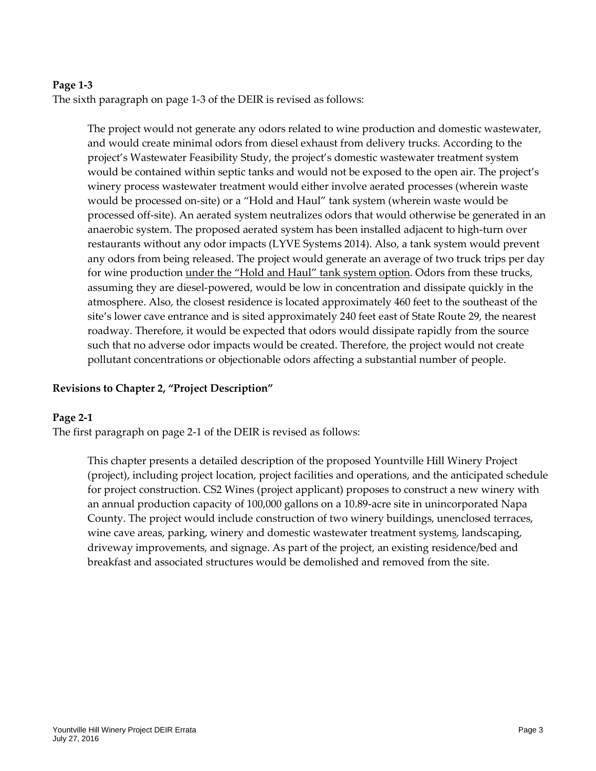**Page 1-3**

The sixth paragraph on page 1-3 of the DEIR is revised as follows:

> The project would not generate any odors related to wine production and domestic wastewater, and would create minimal odors from diesel exhaust from delivery trucks. According to the project's Wastewater Feasibility Study, the project's domestic wastewater treatment system would be contained within septic tanks and would not be exposed to the open air. The project's winery process wastewater treatment would either involve aerated processes (wherein waste would be processed on-site) or a "Hold and Haul" tank system (wherein waste would be processed off-site). An aerated system neutralizes odors that would otherwise be generated in an anaerobic system. The proposed aerated system has been installed adjacent to high-turn over restaurants without any odor impacts (LYVE Systems 2014). Also, a tank system would prevent any odors from being released. The project would generate an average of two truck trips per day for wine production <u>under the "Hold and Haul" tank system option</u>. Odors from these trucks, assuming they are diesel-powered, would be low in concentration and dissipate quickly in the atmosphere. Also, the closest residence is located approximately 460 feet to the southeast of the site's lower cave entrance and is sited approximately 240 feet east of State Route 29, the nearest roadway. Therefore, it would be expected that odors would dissipate rapidly from the source such that no adverse odor impacts would be created. Therefore, the project would not create pollutant concentrations or objectionable odors affecting a substantial number of people.

**Revisions to Chapter 2, "Project Description"**

**Page 2-1**

The first paragraph on page 2-1 of the DEIR is revised as follows:

> This chapter presents a detailed description of the proposed Yountville Hill Winery Project (project), including project location, project facilities and operations, and the anticipated schedule for project construction. CS2 Wines (project applicant) proposes to construct a new winery with an annual production capacity of 100,000 gallons on a 10.89-acre site in unincorporated Napa County. The project would include construction of two winery buildings, unenclosed terraces, wine cave areas, parking, winery and domestic wastewater treatment system<u>s</u>, landscaping, driveway improvements, and signage. As part of the project, an existing residence/bed and breakfast and associated structures would be demolished and removed from the site.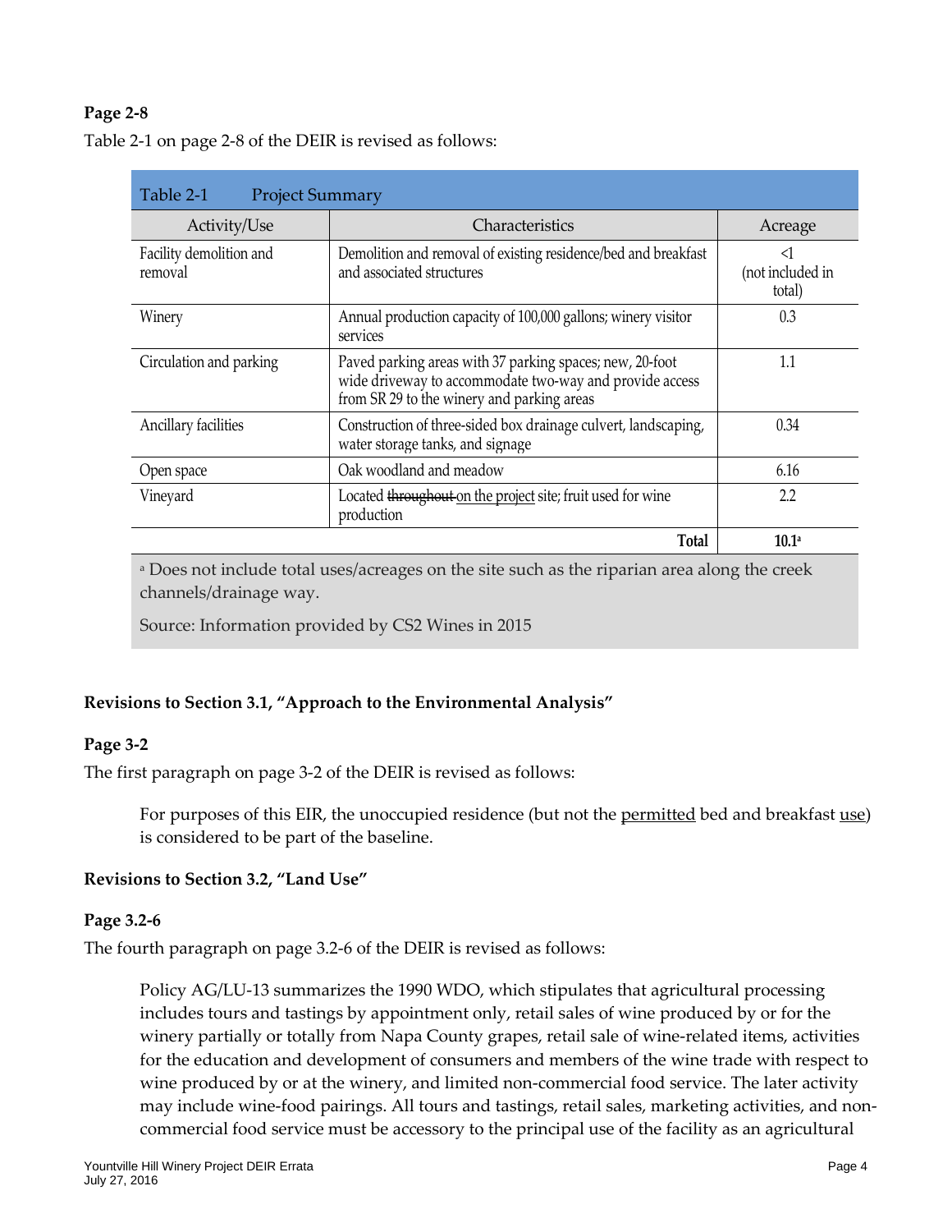**Page 2-8**

Table 2-1 on page 2-8 of the DEIR is revised as follows:

| Table 2-1 Project Summary | | |
|---|---|---|
| Activity/Use | Characteristics | Acreage |
| Facility demolition and removal | Demolition and removal of existing residence/bed and breakfast and associated structures | <1 (not included in total) |
| Winery | Annual production capacity of 100,000 gallons; winery visitor services | 0.3 |
| Circulation and parking | Paved parking areas with 37 parking spaces; new, 20-foot wide driveway to accommodate two-way and provide access from SR 29 to the winery and parking areas | 1.1 |
| Ancillary facilities | Construction of three-sided box drainage culvert, landscaping, water storage tanks, and signage | 0.34 |
| Open space | Oak woodland and meadow | 6.16 |
| Vineyard | Located ~~throughout~~ <u>on the project</u> site; fruit used for wine production | 2.2 |
| | **Total** | **10.1**[a] |

[a] Does not include total uses/acreages on the site such as the riparian area along the creek channels/drainage way.

Source: Information provided by CS2 Wines in 2015

**Revisions to Section 3.1, "Approach to the Environmental Analysis"**

**Page 3-2**

The first paragraph on page 3-2 of the DEIR is revised as follows:

> For purposes of this EIR, the unoccupied residence (but not the <u>permitted</u> bed and breakfast <u>use</u>) is considered to be part of the baseline.

**Revisions to Section 3.2, "Land Use"**

**Page 3.2-6**

The fourth paragraph on page 3.2-6 of the DEIR is revised as follows:

> Policy AG/LU-13 summarizes the 1990 WDO, which stipulates that agricultural processing includes tours and tastings by appointment only, retail sales of wine produced by or for the winery partially or totally from Napa County grapes, retail sale of wine-related items, activities for the education and development of consumers and members of the wine trade with respect to wine produced by or at the winery, and limited non-commercial food service. The later activity may include wine-food pairings. All tours and tastings, retail sales, marketing activities, and non-commercial food service must be accessory to the principal use of the facility as an agricultural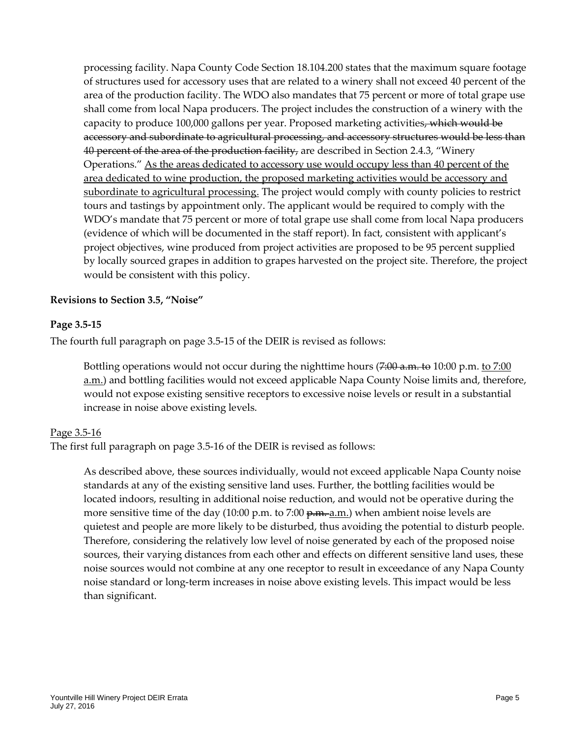processing facility. Napa County Code Section 18.104.200 states that the maximum square footage of structures used for accessory uses that are related to a winery shall not exceed 40 percent of the area of the production facility. The WDO also mandates that 75 percent or more of total grape use shall come from local Napa producers. The project includes the construction of a winery with the capacity to produce 100,000 gallons per year. Proposed marketing activities~~, which would be accessory and subordinate to agricultural processing, and accessory structures would be less than 40 percent of the area of the production facility,~~ are described in Section 2.4.3, "Winery Operations." <u>As the areas dedicated to accessory use would occupy less than 40 percent of the area dedicated to wine production, the proposed marketing activities would be accessory and subordinate to agricultural processing.</u> The project would comply with county policies to restrict tours and tastings by appointment only. The applicant would be required to comply with the WDO's mandate that 75 percent or more of total grape use shall come from local Napa producers (evidence of which will be documented in the staff report). In fact, consistent with applicant's project objectives, wine produced from project activities are proposed to be 95 percent supplied by locally sourced grapes in addition to grapes harvested on the project site. Therefore, the project would be consistent with this policy.

**Revisions to Section 3.5, "Noise"**

**Page 3.5-15**

The fourth full paragraph on page 3.5-15 of the DEIR is revised as follows:

> Bottling operations would not occur during the nighttime hours (~~7:00 a.m. to~~ 10:00 p.m. <u>to 7:00 a.m.</u>) and bottling facilities would not exceed applicable Napa County Noise limits and, therefore, would not expose existing sensitive receptors to excessive noise levels or result in a substantial increase in noise above existing levels.

<u>Page 3.5-16</u>

The first full paragraph on page 3.5-16 of the DEIR is revised as follows:

> As described above, these sources individually, would not exceed applicable Napa County noise standards at any of the existing sensitive land uses. Further, the bottling facilities would be located indoors, resulting in additional noise reduction, and would not be operative during the more sensitive time of the day (10:00 p.m. to 7:00 ~~p.m.~~ <u>a.m.</u>) when ambient noise levels are quietest and people are more likely to be disturbed, thus avoiding the potential to disturb people. Therefore, considering the relatively low level of noise generated by each of the proposed noise sources, their varying distances from each other and effects on different sensitive land uses, these noise sources would not combine at any one receptor to result in exceedance of any Napa County noise standard or long-term increases in noise above existing levels. This impact would be less than significant.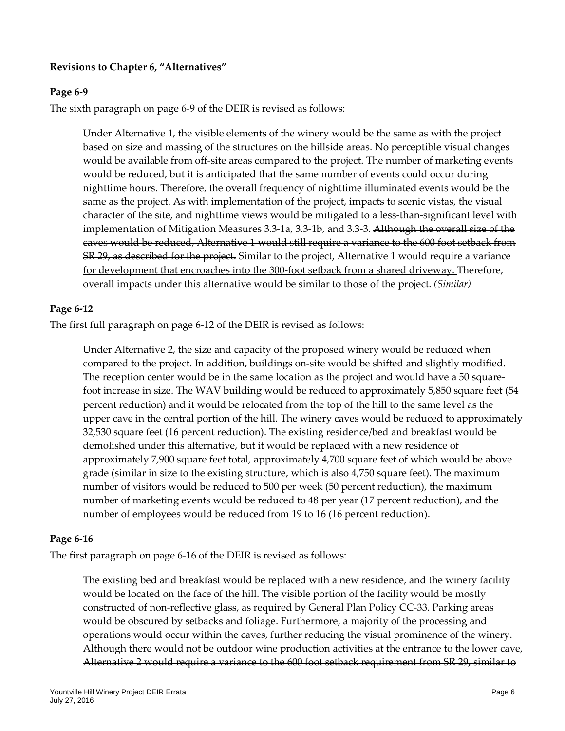**Revisions to Chapter 6, "Alternatives"**

**Page 6-9**

The sixth paragraph on page 6-9 of the DEIR is revised as follows:

> Under Alternative 1, the visible elements of the winery would be the same as with the project based on size and massing of the structures on the hillside areas. No perceptible visual changes would be available from off-site areas compared to the project. The number of marketing events would be reduced, but it is anticipated that the same number of events could occur during nighttime hours. Therefore, the overall frequency of nighttime illuminated events would be the same as the project. As with implementation of the project, impacts to scenic vistas, the visual character of the site, and nighttime views would be mitigated to a less-than-significant level with implementation of Mitigation Measures 3.3-1a, 3.3-1b, and 3.3-3. ~~Although the overall size of the caves would be reduced, Alternative 1 would still require a variance to the 600 foot setback from SR 29, as described for the project.~~ <u>Similar to the project, Alternative 1 would require a variance for development that encroaches into the 300-foot setback from a shared driveway.</u> Therefore, overall impacts under this alternative would be similar to those of the project. *(Similar)*

**Page 6-12**

The first full paragraph on page 6-12 of the DEIR is revised as follows:

> Under Alternative 2, the size and capacity of the proposed winery would be reduced when compared to the project. In addition, buildings on-site would be shifted and slightly modified. The reception center would be in the same location as the project and would have a 50 square-foot increase in size. The WAV building would be reduced to approximately 5,850 square feet (54 percent reduction) and it would be relocated from the top of the hill to the same level as the upper cave in the central portion of the hill. The winery caves would be reduced to approximately 32,530 square feet (16 percent reduction). The existing residence/bed and breakfast would be demolished under this alternative, but it would be replaced with a new residence of <u>approximately 7,900 square feet total,</u> approximately 4,700 square feet <u>of which would be above grade</u> (similar in size to the existing structure<u>, which is also 4,750 square feet</u>). The maximum number of visitors would be reduced to 500 per week (50 percent reduction), the maximum number of marketing events would be reduced to 48 per year (17 percent reduction), and the number of employees would be reduced from 19 to 16 (16 percent reduction).

**Page 6-16**

The first paragraph on page 6-16 of the DEIR is revised as follows:

> The existing bed and breakfast would be replaced with a new residence, and the winery facility would be located on the face of the hill. The visible portion of the facility would be mostly constructed of non-reflective glass, as required by General Plan Policy CC-33. Parking areas would be obscured by setbacks and foliage. Furthermore, a majority of the processing and operations would occur within the caves, further reducing the visual prominence of the winery. ~~Although there would not be outdoor wine production activities at the entrance to the lower cave, Alternative 2 would require a variance to the 600 foot setback requirement from SR 29, similar to~~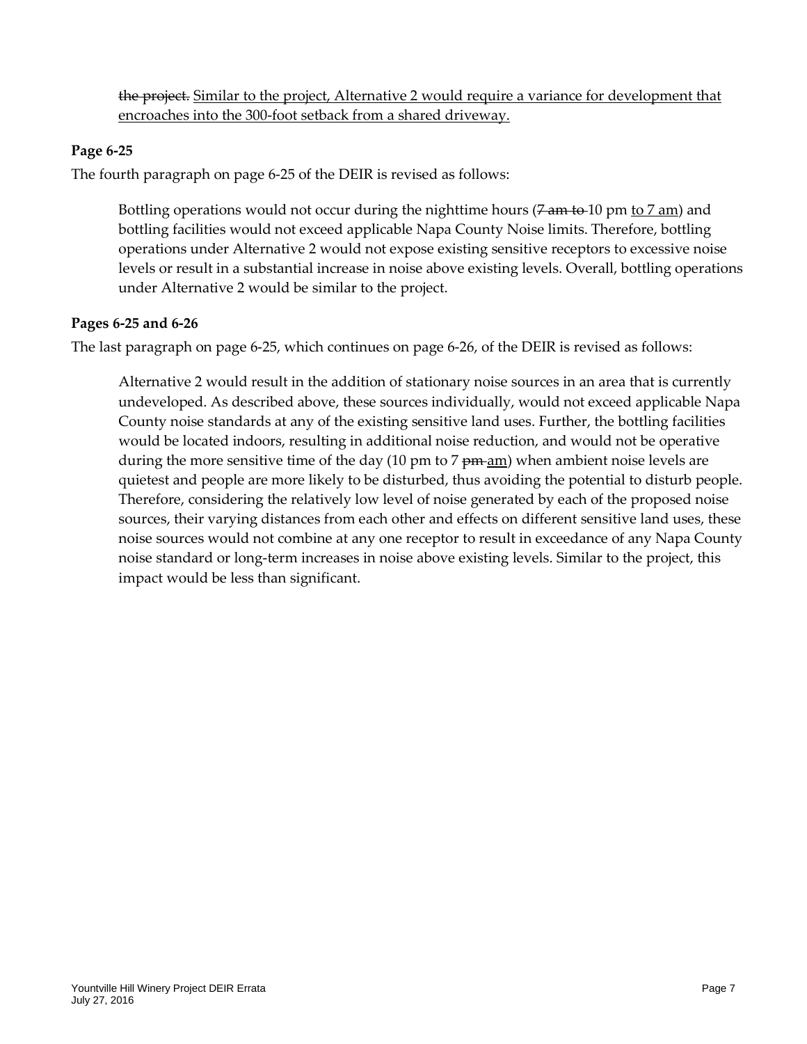~~the project.~~ <u>Similar to the project, Alternative 2 would require a variance for development that encroaches into the 300-foot setback from a shared driveway.</u>

**Page 6-25**

The fourth paragraph on page 6-25 of the DEIR is revised as follows:

> Bottling operations would not occur during the nighttime hours (~~7 am to~~ 10 pm <u>to 7 am</u>) and bottling facilities would not exceed applicable Napa County Noise limits. Therefore, bottling operations under Alternative 2 would not expose existing sensitive receptors to excessive noise levels or result in a substantial increase in noise above existing levels. Overall, bottling operations under Alternative 2 would be similar to the project.

**Pages 6-25 and 6-26**

The last paragraph on page 6-25, which continues on page 6-26, of the DEIR is revised as follows:

> Alternative 2 would result in the addition of stationary noise sources in an area that is currently undeveloped. As described above, these sources individually, would not exceed applicable Napa County noise standards at any of the existing sensitive land uses. Further, the bottling facilities would be located indoors, resulting in additional noise reduction, and would not be operative during the more sensitive time of the day (10 pm to 7 ~~pm~~ <u>am</u>) when ambient noise levels are quietest and people are more likely to be disturbed, thus avoiding the potential to disturb people. Therefore, considering the relatively low level of noise generated by each of the proposed noise sources, their varying distances from each other and effects on different sensitive land uses, these noise sources would not combine at any one receptor to result in exceedance of any Napa County noise standard or long-term increases in noise above existing levels. Similar to the project, this impact would be less than significant.